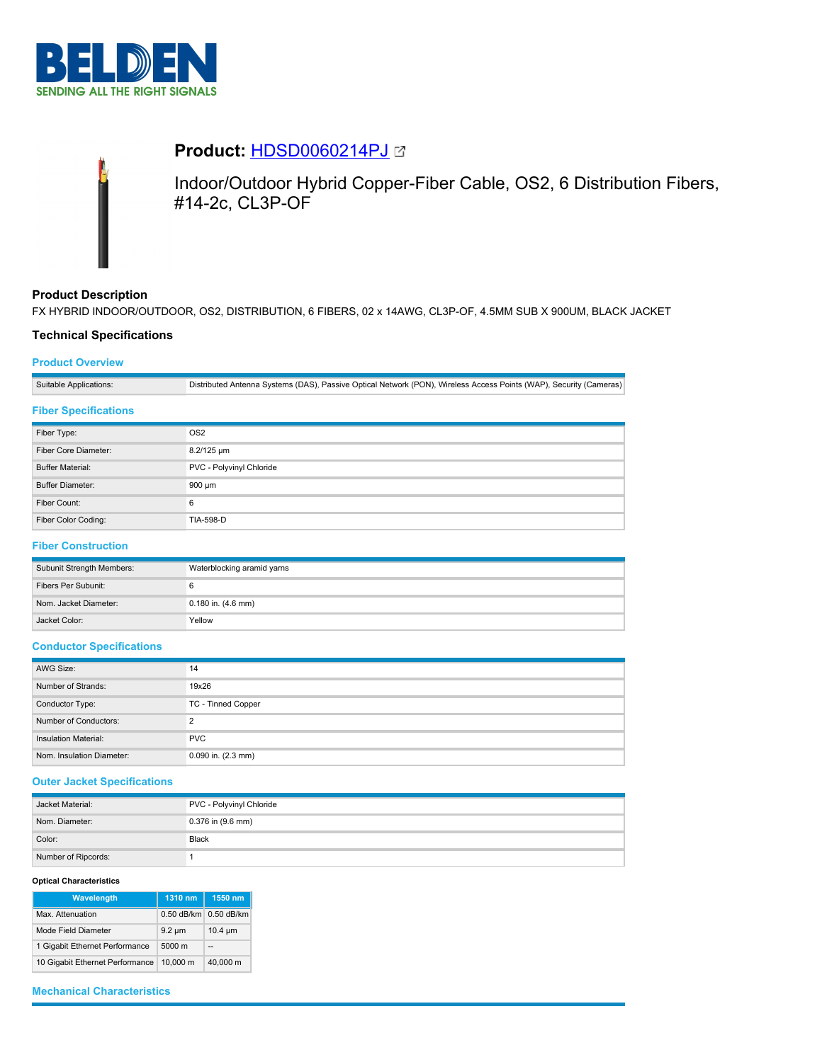BELDEN

SENDING ALL THE RIGHT SIGNALS

# Product: HDSD0060214PJ

Indoor/Outdoor Hybrid Copper-Fiber Cable, OS2, 6 Distribution Fibers, #14-2c, CL3P-OF

## Product Description

FX HYBRID INDOOR/OUTDOOR, OS2, DISTRIBUTION, 6 FIBERS, 02 x 14AWG, CL3P-OF, 4.5MM SUB X 900UM, BLACK JACKET

## Technical Specifications

### Product Overview

| | |
|---|---|
| Suitable Applications: | Distributed Antenna Systems (DAS), Passive Optical Network (PON), Wireless Access Points (WAP), Security (Cameras) |

### Fiber Specifications

| | |
|---|---|
| Fiber Type: | OS2 |
| Fiber Core Diameter: | 8.2/125 µm |
| Buffer Material: | PVC - Polyvinyl Chloride |
| Buffer Diameter: | 900 µm |
| Fiber Count: | 6 |
| Fiber Color Coding: | TIA-598-D |

### Fiber Construction

| | |
|---|---|
| Subunit Strength Members: | Waterblocking aramid yarns |
| Fibers Per Subunit: | 6 |
| Nom. Jacket Diameter: | 0.180 in. (4.6 mm) |
| Jacket Color: | Yellow |

### Conductor Specifications

| | |
|---|---|
| AWG Size: | 14 |
| Number of Strands: | 19x26 |
| Conductor Type: | TC - Tinned Copper |
| Number of Conductors: | 2 |
| Insulation Material: | PVC |
| Nom. Insulation Diameter: | 0.090 in. (2.3 mm) |

### Outer Jacket Specifications

| | |
|---|---|
| Jacket Material: | PVC - Polyvinyl Chloride |
| Nom. Diameter: | 0.376 in (9.6 mm) |
| Color: | Black |
| Number of Ripcords: | 1 |

#### Optical Characteristics

| Wavelength | 1310 nm | 1550 nm |
|---|---|---|
| Max. Attenuation | 0.50 dB/km | 0.50 dB/km |
| Mode Field Diameter | 9.2 µm | 10.4 µm |
| 1 Gigabit Ethernet Performance | 5000 m | -- |
| 10 Gigabit Ethernet Performance | 10,000 m | 40,000 m |

### Mechanical Characteristics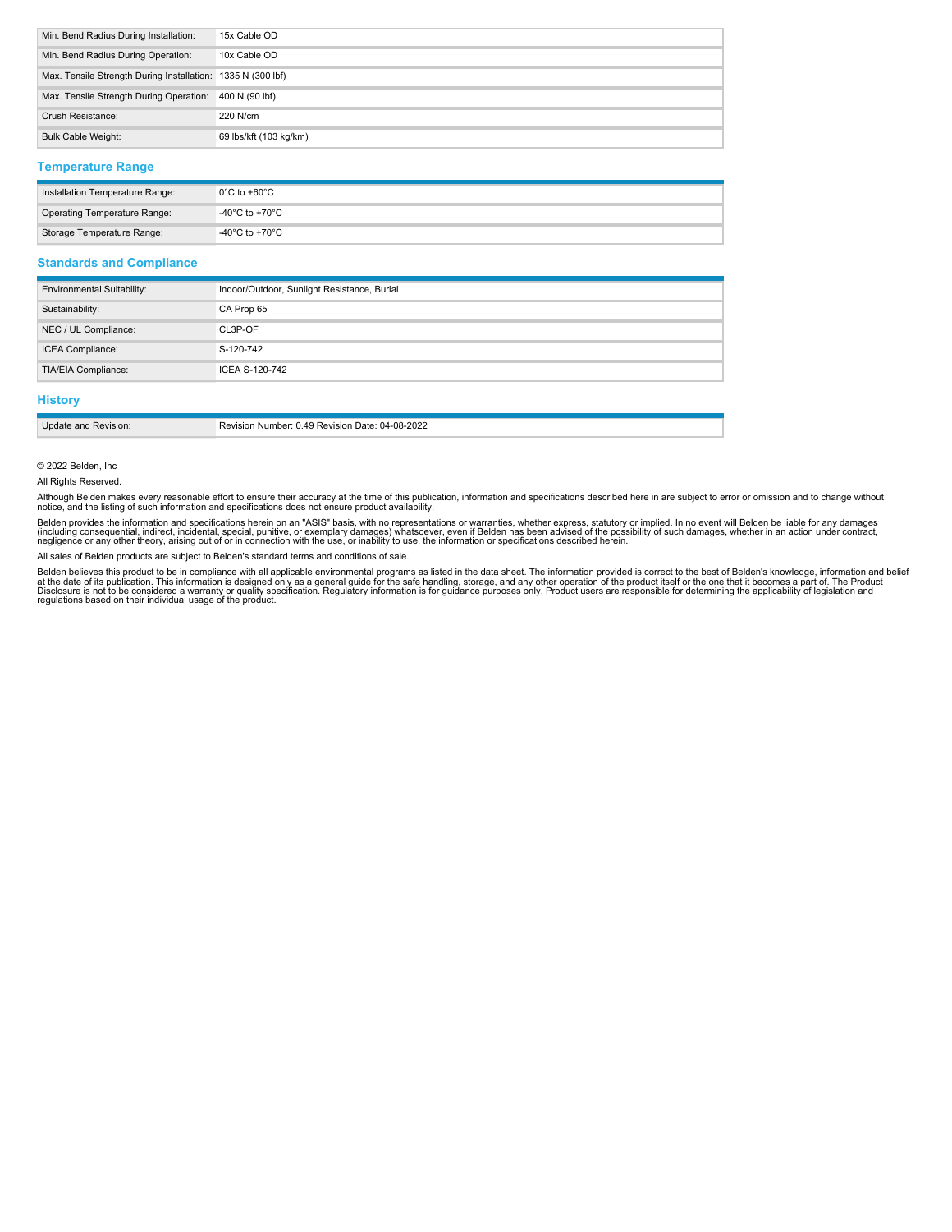| | |
|---|---|
| Min. Bend Radius During Installation: | 15x Cable OD |
| Min. Bend Radius During Operation: | 10x Cable OD |
| Max. Tensile Strength During Installation: | 1335 N (300 lbf) |
| Max. Tensile Strength During Operation: | 400 N (90 lbf) |
| Crush Resistance: | 220 N/cm |
| Bulk Cable Weight: | 69 lbs/kft (103 kg/km) |

## Temperature Range

| | |
|---|---|
| Installation Temperature Range: | 0°C to +60°C |
| Operating Temperature Range: | -40°C to +70°C |
| Storage Temperature Range: | -40°C to +70°C |

## Standards and Compliance

| | |
|---|---|
| Environmental Suitability: | Indoor/Outdoor, Sunlight Resistance, Burial |
| Sustainability: | CA Prop 65 |
| NEC / UL Compliance: | CL3P-OF |
| ICEA Compliance: | S-120-742 |
| TIA/EIA Compliance: | ICEA S-120-742 |

## History

| | |
|---|---|
| Update and Revision: | Revision Number: 0.49 Revision Date: 04-08-2022 |

© 2022 Belden, Inc

All Rights Reserved.

Although Belden makes every reasonable effort to ensure their accuracy at the time of this publication, information and specifications described here in are subject to error or omission and to change without notice, and the listing of such information and specifications does not ensure product availability.

Belden provides the information and specifications herein on an "ASIS" basis, with no representations or warranties, whether express, statutory or implied. In no event will Belden be liable for any damages (including consequential, indirect, incidental, special, punitive, or exemplary damages) whatsoever, even if Belden has been advised of the possibility of such damages, whether in an action under contract, negligence or any other theory, arising out of or in connection with the use, or inability to use, the information or specifications described herein.

All sales of Belden products are subject to Belden's standard terms and conditions of sale.

Belden believes this product to be in compliance with all applicable environmental programs as listed in the data sheet. The information provided is correct to the best of Belden's knowledge, information and belief at the date of its publication. This information is designed only as a general guide for the safe handling, storage, and any other operation of the product itself or the one that it becomes a part of. The Product Disclosure is not to be considered a warranty or quality specification. Regulatory information is for guidance purposes only. Product users are responsible for determining the applicability of legislation and regulations based on their individual usage of the product.